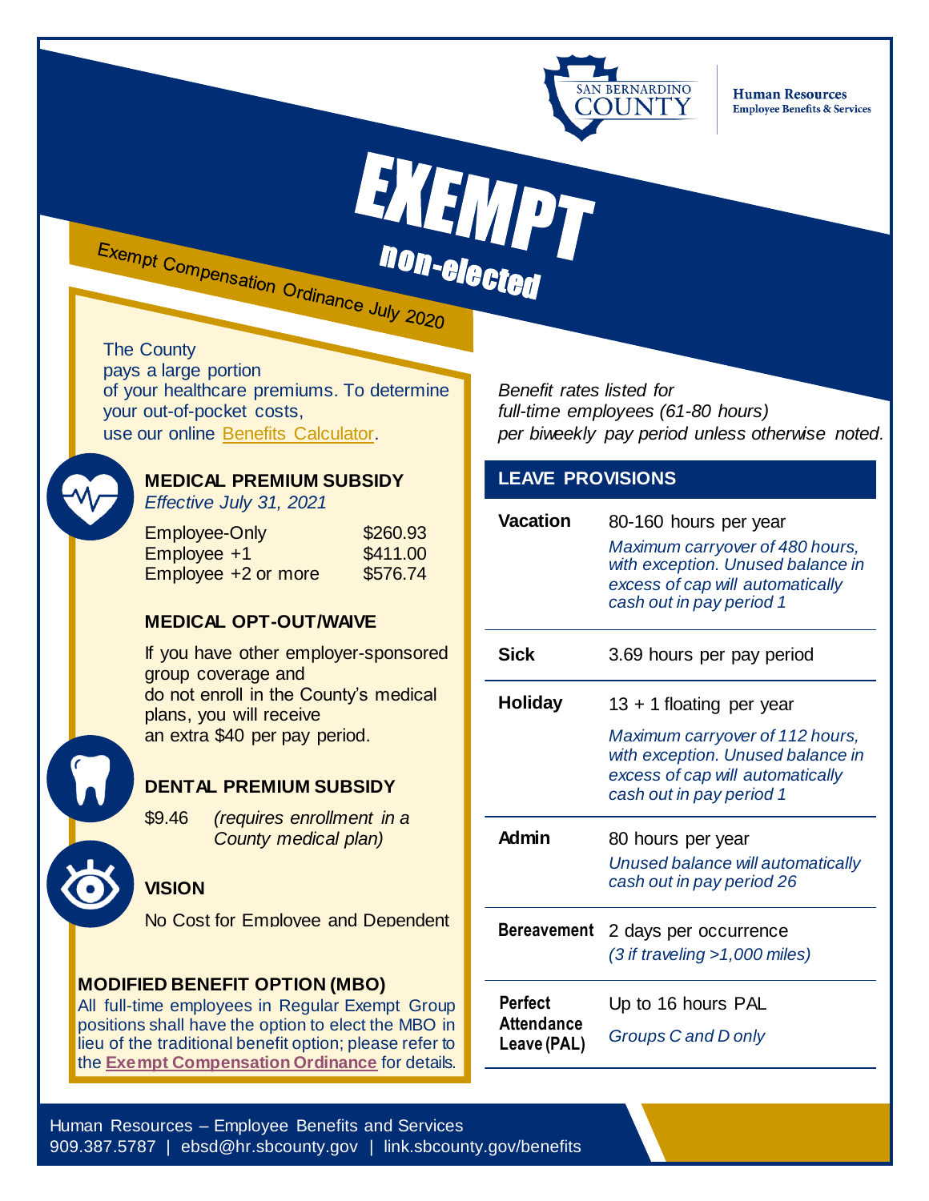San Bernardino County — Human Resources, Employee Benefits & Services

# EXEMPT

## non-elected

Exempt Compensation Ordinance July 2020

The County pays a large portion of your healthcare premiums. To determine your out-of-pocket costs, use our online Benefits Calculator.

### MEDICAL PREMIUM SUBSIDY

*Effective July 31, 2021*

| | |
|---|---|
| Employee-Only | $260.93 |
| Employee +1 | $411.00 |
| Employee +2 or more | $576.74 |

### MEDICAL OPT-OUT/WAIVE

If you have other employer-sponsored group coverage and do not enroll in the County's medical plans, you will receive an extra $40 per pay period.

### DENTAL PREMIUM SUBSIDY

$9.46 *(requires enrollment in a County medical plan)*

### VISION

No Cost for Employee and Dependent

### MODIFIED BENEFIT OPTION (MBO)

All full-time employees in Regular Exempt Group positions shall have the option to elect the MBO in lieu of the traditional benefit option; please refer to the **Exempt Compensation Ordinance** for details.

*Benefit rates listed for full-time employees (61-80 hours) per biweekly pay period unless otherwise noted.*

### LEAVE PROVISIONS

| | |
|---|---|
| **Vacation** | 80-160 hours per year<br>*Maximum carryover of 480 hours, with exception. Unused balance in excess of cap will automatically cash out in pay period 1* |
| **Sick** | 3.69 hours per pay period |
| **Holiday** | 13 + 1 floating per year<br>*Maximum carryover of 112 hours, with exception. Unused balance in excess of cap will automatically cash out in pay period 1* |
| **Admin** | 80 hours per year<br>*Unused balance will automatically cash out in pay period 26* |
| **Bereavement** | 2 days per occurrence<br>*(3 if traveling >1,000 miles)* |
| **Perfect Attendance Leave (PAL)** | Up to 16 hours PAL<br>*Groups C and D only* |

Human Resources – Employee Benefits and Services
909.387.5787 | ebsd@hr.sbcounty.gov | link.sbcounty.gov/benefits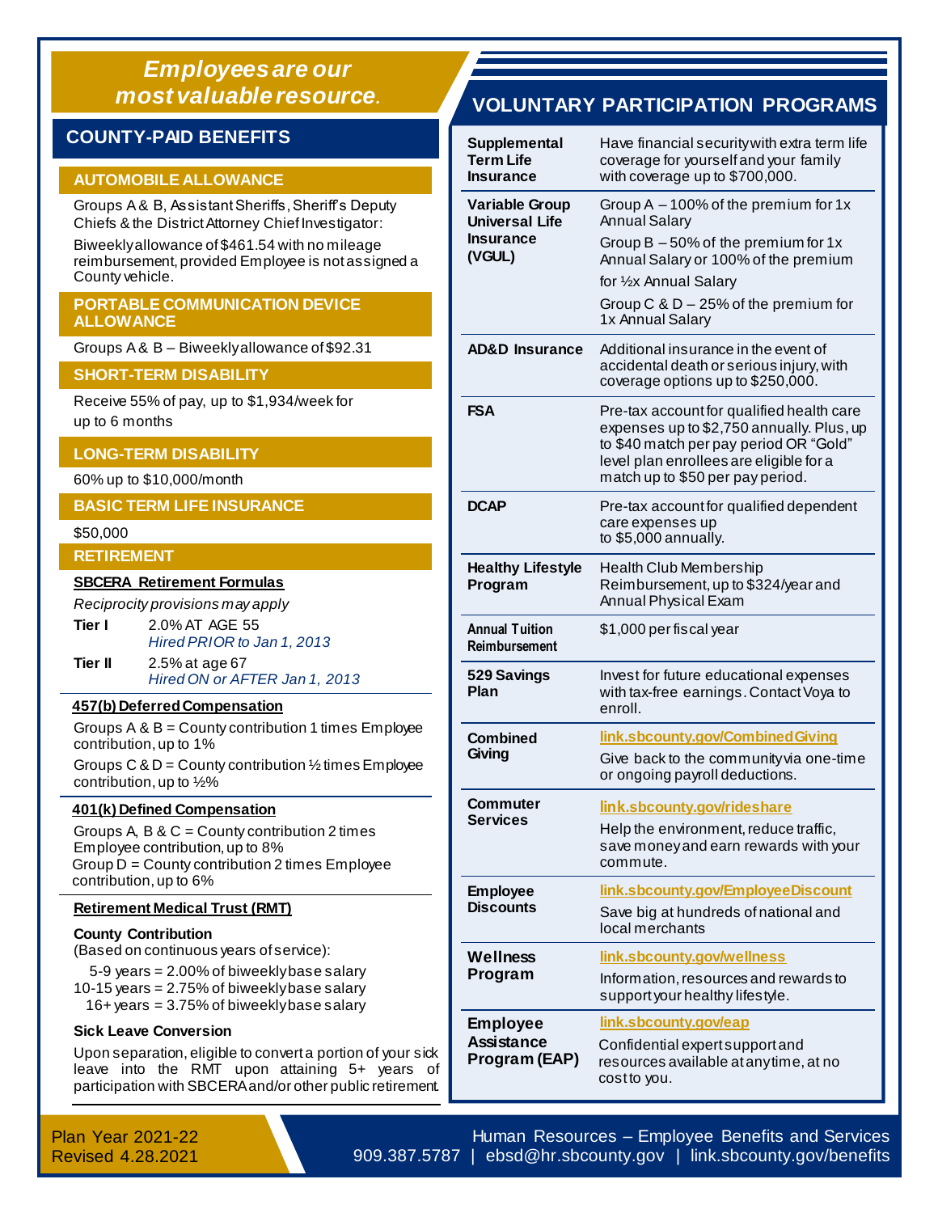# *Employees are our most valuable resource.*

## COUNTY-PAID BENEFITS

### AUTOMOBILE ALLOWANCE

Groups A & B, Assistant Sheriffs, Sheriff's Deputy Chiefs & the District Attorney Chief Investigator:

Biweekly allowance of $461.54 with no mileage reimbursement, provided Employee is not assigned a County vehicle.

### PORTABLE COMMUNICATION DEVICE ALLOWANCE

Groups A & B – Biweekly allowance of $92.31

### SHORT-TERM DISABILITY

Receive 55% of pay, up to $1,934/week for up to 6 months

### LONG-TERM DISABILITY

60% up to $10,000/month

### BASIC TERM LIFE INSURANCE

$50,000

### RETIREMENT

**SBCERA Retirement Formulas**

*Reciprocity provisions may apply*

**Tier I** 2.0% AT AGE 55
*Hired PRIOR to Jan 1, 2013*

**Tier II** 2.5% at age 67
*Hired ON or AFTER Jan 1, 2013*

**457(b) Deferred Compensation**

Groups A & B = County contribution 1 times Employee contribution, up to 1%

Groups C & D = County contribution ½ times Employee contribution, up to ½%

**401(k) Defined Compensation**

Groups A, B & C = County contribution 2 times Employee contribution, up to 8%
Group D = County contribution 2 times Employee contribution, up to 6%

**Retirement Medical Trust (RMT)**

**County Contribution**
(Based on continuous years of service):

5-9 years = 2.00% of biweekly base salary
10-15 years = 2.75% of biweekly base salary
16+ years = 3.75% of biweekly base salary

**Sick Leave Conversion**

Upon separation, eligible to convert a portion of your sick leave into the RMT upon attaining 5+ years of participation with SBCERA and/or other public retirement.

## VOLUNTARY PARTICIPATION PROGRAMS

| | |
|---|---|
| **Supplemental Term Life Insurance** | Have financial security with extra term life coverage for yourself and your family with coverage up to $700,000. |
| **Variable Group Universal Life Insurance (VGUL)** | Group A – 100% of the premium for 1x Annual Salary<br>Group B – 50% of the premium for 1x Annual Salary or 100% of the premium for ½x Annual Salary<br>Group C & D – 25% of the premium for 1x Annual Salary |
| **AD&D Insurance** | Additional insurance in the event of accidental death or serious injury, with coverage options up to $250,000. |
| **FSA** | Pre-tax account for qualified health care expenses up to $2,750 annually. Plus, up to $40 match per pay period OR "Gold" level plan enrollees are eligible for a match up to $50 per pay period. |
| **DCAP** | Pre-tax account for qualified dependent care expenses up to $5,000 annually. |
| **Healthy Lifestyle Program** | Health Club Membership Reimbursement, up to $324/year and Annual Physical Exam |
| **Annual Tuition Reimbursement** | $1,000 per fiscal year |
| **529 Savings Plan** | Invest for future educational expenses with tax-free earnings. Contact Voya to enroll. |
| **Combined Giving** | link.sbcounty.gov/CombinedGiving<br>Give back to the community via one-time or ongoing payroll deductions. |
| **Commuter Services** | link.sbcounty.gov/rideshare<br>Help the environment, reduce traffic, save money and earn rewards with your commute. |
| **Employee Discounts** | link.sbcounty.gov/EmployeeDiscount<br>Save big at hundreds of national and local merchants |
| **Wellness Program** | link.sbcounty.gov/wellness<br>Information, resources and rewards to support your healthy lifestyle. |
| **Employee Assistance Program (EAP)** | link.sbcounty.gov/eap<br>Confidential expert support and resources available at anytime, at no cost to you. |

Plan Year 2021-22
Revised 4.28.2021

Human Resources – Employee Benefits and Services
909.387.5787 | ebsd@hr.sbcounty.gov | link.sbcounty.gov/benefits